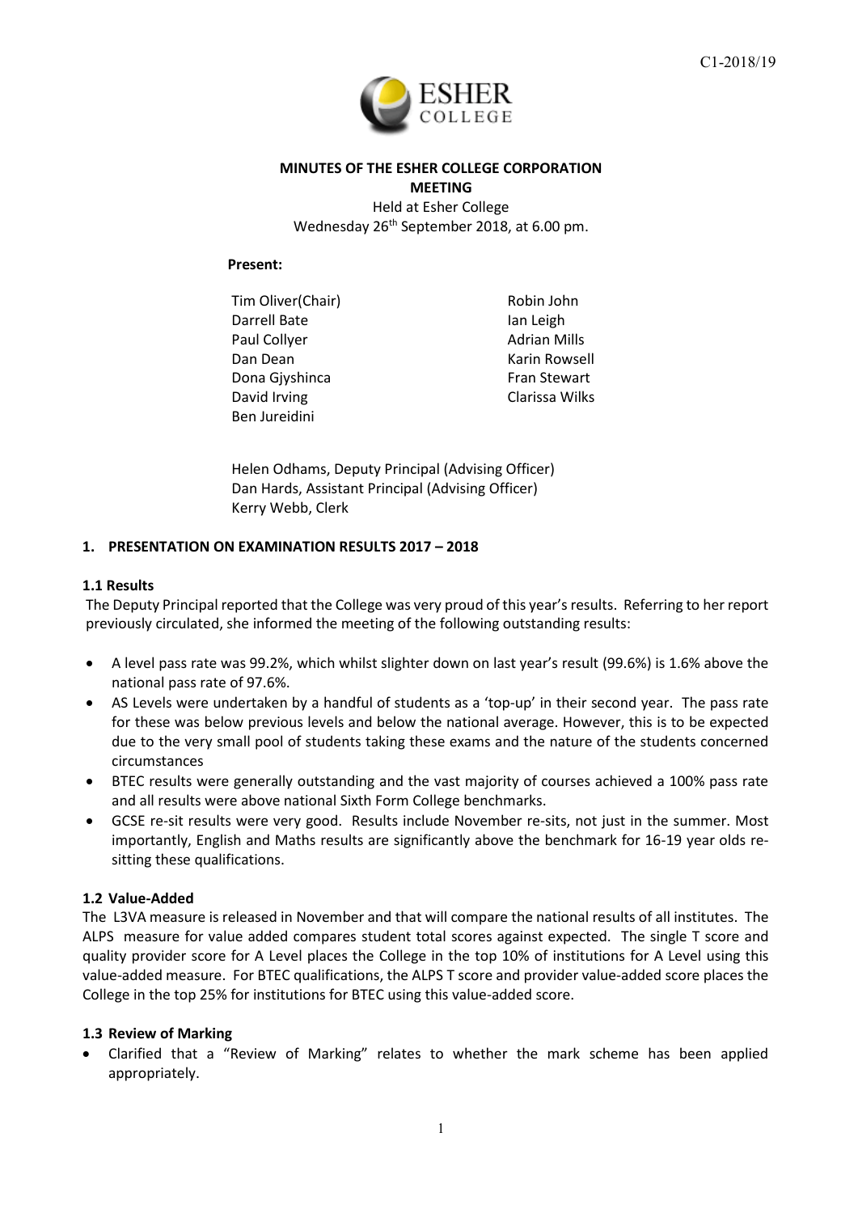C1-2018/19

**MINUTES OF THE ESHER COLLEGE CORPORATION MEETING**

Held at Esher College
Wednesday 26th September 2018, at 6.00 pm.

**Present:**

Tim Oliver(Chair)
Darrell Bate
Paul Collyer
Dan Dean
Dona Gjyshinca
David Irving
Ben Jureidini
Robin John
Ian Leigh
Adrian Mills
Karin Rowsell
Fran Stewart
Clarissa Wilks

Helen Odhams, Deputy Principal (Advising Officer)
Dan Hards, Assistant Principal (Advising Officer)
Kerry Webb, Clerk

## 1. PRESENTATION ON EXAMINATION RESULTS 2017 – 2018

### 1.1 Results

The Deputy Principal reported that the College was very proud of this year's results. Referring to her report previously circulated, she informed the meeting of the following outstanding results:

- A level pass rate was 99.2%, which whilst slighter down on last year's result (99.6%) is 1.6% above the national pass rate of 97.6%.
- AS Levels were undertaken by a handful of students as a 'top-up' in their second year. The pass rate for these was below previous levels and below the national average. However, this is to be expected due to the very small pool of students taking these exams and the nature of the students concerned circumstances
- BTEC results were generally outstanding and the vast majority of courses achieved a 100% pass rate and all results were above national Sixth Form College benchmarks.
- GCSE re-sit results were very good. Results include November re-sits, not just in the summer. Most importantly, English and Maths results are significantly above the benchmark for 16-19 year olds re-sitting these qualifications.

### 1.2 Value-Added

The L3VA measure is released in November and that will compare the national results of all institutes. The ALPS measure for value added compares student total scores against expected. The single T score and quality provider score for A Level places the College in the top 10% of institutions for A Level using this value-added measure. For BTEC qualifications, the ALPS T score and provider value-added score places the College in the top 25% for institutions for BTEC using this value-added score.

### 1.3 Review of Marking

- Clarified that a "Review of Marking" relates to whether the mark scheme has been applied appropriately.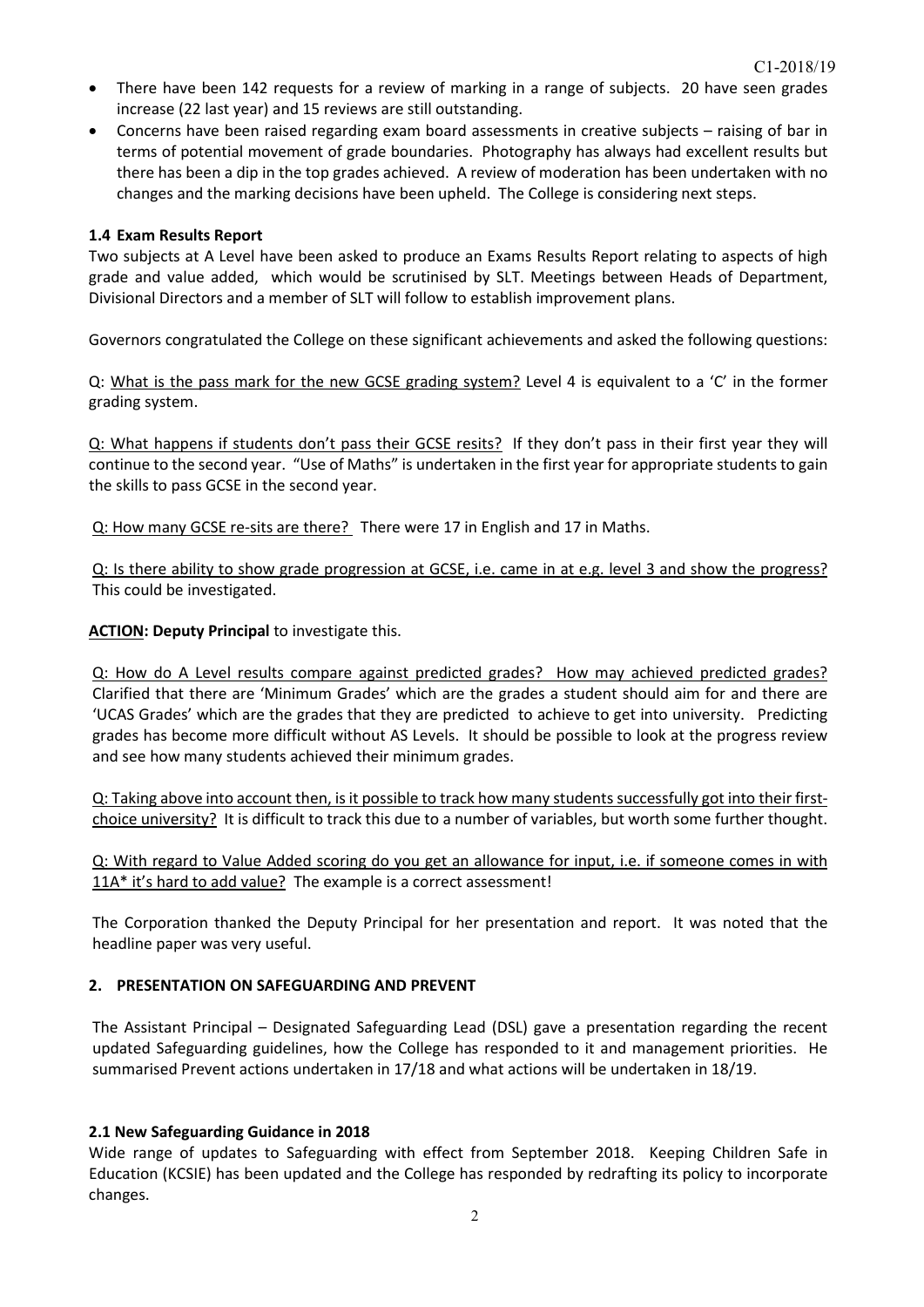- There have been 142 requests for a review of marking in a range of subjects. 20 have seen grades increase (22 last year) and 15 reviews are still outstanding.
- Concerns have been raised regarding exam board assessments in creative subjects – raising of bar in terms of potential movement of grade boundaries. Photography has always had excellent results but there has been a dip in the top grades achieved. A review of moderation has been undertaken with no changes and the marking decisions have been upheld. The College is considering next steps.

**1.4 Exam Results Report**

Two subjects at A Level have been asked to produce an Exams Results Report relating to aspects of high grade and value added, which would be scrutinised by SLT. Meetings between Heads of Department, Divisional Directors and a member of SLT will follow to establish improvement plans.

Governors congratulated the College on these significant achievements and asked the following questions:

Q: <u>What is the pass mark for the new GCSE grading system?</u> Level 4 is equivalent to a 'C' in the former grading system.

Q: <u>What happens if students don't pass their GCSE resits?</u> If they don't pass in their first year they will continue to the second year. "Use of Maths" is undertaken in the first year for appropriate students to gain the skills to pass GCSE in the second year.

Q: <u>How many GCSE re-sits are there?</u> There were 17 in English and 17 in Maths.

Q: <u>Is there ability to show grade progression at GCSE, i.e. came in at e.g. level 3 and show the progress?</u> This could be investigated.

**<u>ACTION</u>: Deputy Principal** to investigate this.

Q: <u>How do A Level results compare against predicted grades? How may achieved predicted grades?</u> Clarified that there are 'Minimum Grades' which are the grades a student should aim for and there are 'UCAS Grades' which are the grades that they are predicted to achieve to get into university. Predicting grades has become more difficult without AS Levels. It should be possible to look at the progress review and see how many students achieved their minimum grades.

Q: <u>Taking above into account then, is it possible to track how many students successfully got into their first-choice university?</u> It is difficult to track this due to a number of variables, but worth some further thought.

Q: <u>With regard to Value Added scoring do you get an allowance for input, i.e. if someone comes in with 11A* it's hard to add value?</u> The example is a correct assessment!

The Corporation thanked the Deputy Principal for her presentation and report. It was noted that the headline paper was very useful.

**2. PRESENTATION ON SAFEGUARDING AND PREVENT**

The Assistant Principal – Designated Safeguarding Lead (DSL) gave a presentation regarding the recent updated Safeguarding guidelines, how the College has responded to it and management priorities. He summarised Prevent actions undertaken in 17/18 and what actions will be undertaken in 18/19.

**2.1 New Safeguarding Guidance in 2018**

Wide range of updates to Safeguarding with effect from September 2018. Keeping Children Safe in Education (KCSIE) has been updated and the College has responded by redrafting its policy to incorporate changes.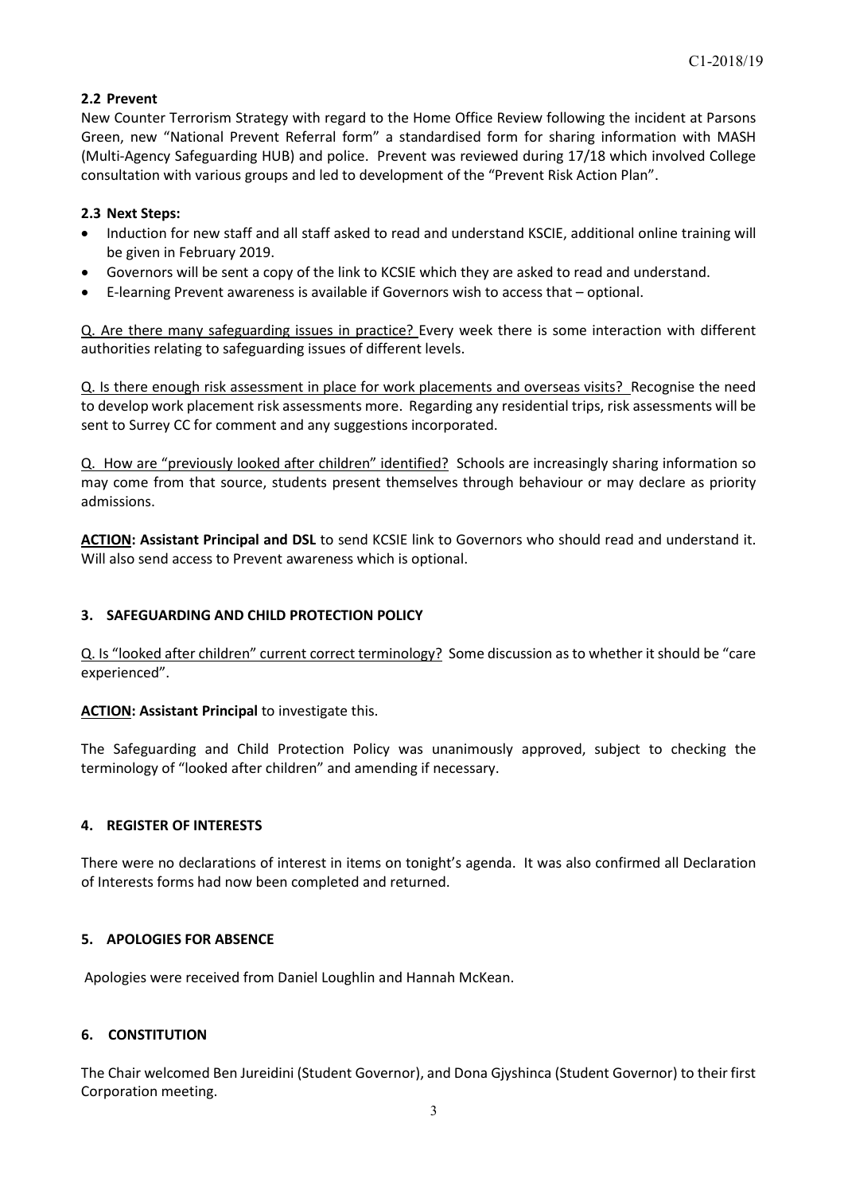### 2.2 Prevent

New Counter Terrorism Strategy with regard to the Home Office Review following the incident at Parsons Green, new "National Prevent Referral form" a standardised form for sharing information with MASH (Multi-Agency Safeguarding HUB) and police. Prevent was reviewed during 17/18 which involved College consultation with various groups and led to development of the "Prevent Risk Action Plan".

### 2.3 Next Steps:

- Induction for new staff and all staff asked to read and understand KSCIE, additional online training will be given in February 2019.
- Governors will be sent a copy of the link to KCSIE which they are asked to read and understand.
- E-learning Prevent awareness is available if Governors wish to access that – optional.

<u>Q. Are there many safeguarding issues in practice?</u> Every week there is some interaction with different authorities relating to safeguarding issues of different levels.

<u>Q. Is there enough risk assessment in place for work placements and overseas visits?</u> Recognise the need to develop work placement risk assessments more. Regarding any residential trips, risk assessments will be sent to Surrey CC for comment and any suggestions incorporated.

<u>Q. How are "previously looked after children" identified?</u> Schools are increasingly sharing information so may come from that source, students present themselves through behaviour or may declare as priority admissions.

**<u>ACTION</u>: Assistant Principal and DSL** to send KCSIE link to Governors who should read and understand it. Will also send access to Prevent awareness which is optional.

## 3. SAFEGUARDING AND CHILD PROTECTION POLICY

<u>Q. Is "looked after children" current correct terminology?</u> Some discussion as to whether it should be "care experienced".

**<u>ACTION</u>: Assistant Principal** to investigate this.

The Safeguarding and Child Protection Policy was unanimously approved, subject to checking the terminology of "looked after children" and amending if necessary.

## 4. REGISTER OF INTERESTS

There were no declarations of interest in items on tonight's agenda. It was also confirmed all Declaration of Interests forms had now been completed and returned.

## 5. APOLOGIES FOR ABSENCE

Apologies were received from Daniel Loughlin and Hannah McKean.

## 6. CONSTITUTION

The Chair welcomed Ben Jureidini (Student Governor), and Dona Gjyshinca (Student Governor) to their first Corporation meeting.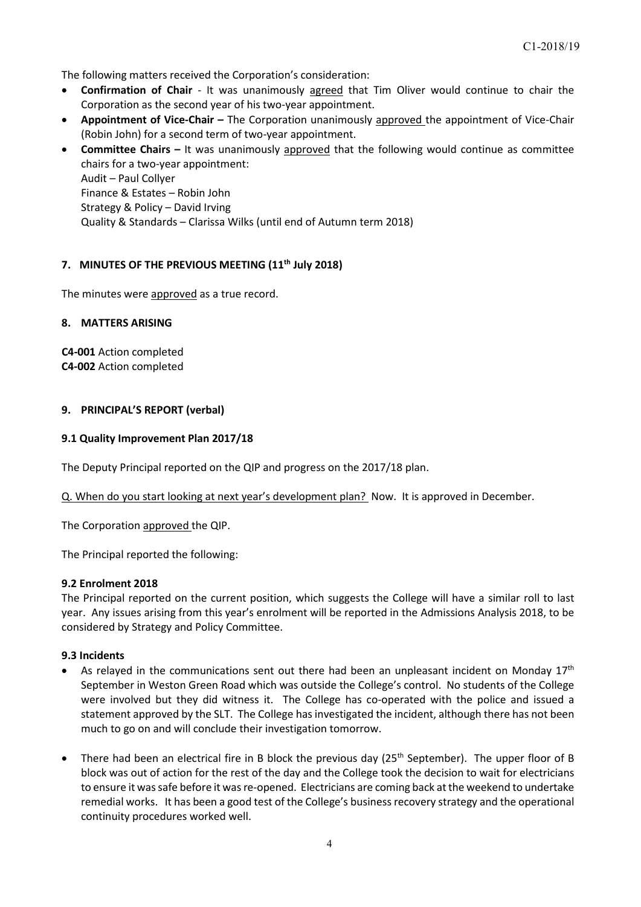The following matters received the Corporation's consideration:

- **Confirmation of Chair** - It was unanimously agreed that Tim Oliver would continue to chair the Corporation as the second year of his two-year appointment.
- **Appointment of Vice-Chair –** The Corporation unanimously approved the appointment of Vice-Chair (Robin John) for a second term of two-year appointment.
- **Committee Chairs –** It was unanimously approved that the following would continue as committee chairs for a two-year appointment:
  Audit – Paul Collyer
  Finance & Estates – Robin John
  Strategy & Policy – David Irving
  Quality & Standards – Clarissa Wilks (until end of Autumn term 2018)

## 7. MINUTES OF THE PREVIOUS MEETING (11th July 2018)

The minutes were approved as a true record.

## 8. MATTERS ARISING

**C4-001** Action completed
**C4-002** Action completed

## 9. PRINCIPAL'S REPORT (verbal)

### 9.1 Quality Improvement Plan 2017/18

The Deputy Principal reported on the QIP and progress on the 2017/18 plan.

Q. When do you start looking at next year's development plan? Now. It is approved in December.

The Corporation approved the QIP.

The Principal reported the following:

### 9.2 Enrolment 2018

The Principal reported on the current position, which suggests the College will have a similar roll to last year. Any issues arising from this year's enrolment will be reported in the Admissions Analysis 2018, to be considered by Strategy and Policy Committee.

### 9.3 Incidents

- As relayed in the communications sent out there had been an unpleasant incident on Monday 17th September in Weston Green Road which was outside the College's control. No students of the College were involved but they did witness it. The College has co-operated with the police and issued a statement approved by the SLT. The College has investigated the incident, although there has not been much to go on and will conclude their investigation tomorrow.
- There had been an electrical fire in B block the previous day (25th September). The upper floor of B block was out of action for the rest of the day and the College took the decision to wait for electricians to ensure it was safe before it was re-opened. Electricians are coming back at the weekend to undertake remedial works. It has been a good test of the College's business recovery strategy and the operational continuity procedures worked well.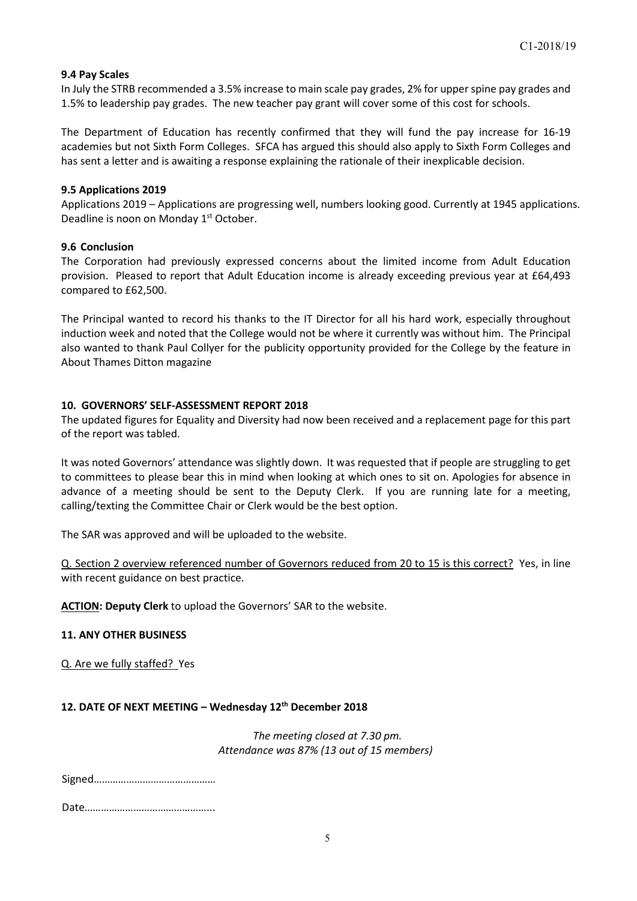### 9.4 Pay Scales

In July the STRB recommended a 3.5% increase to main scale pay grades, 2% for upper spine pay grades and 1.5% to leadership pay grades. The new teacher pay grant will cover some of this cost for schools.

The Department of Education has recently confirmed that they will fund the pay increase for 16-19 academies but not Sixth Form Colleges. SFCA has argued this should also apply to Sixth Form Colleges and has sent a letter and is awaiting a response explaining the rationale of their inexplicable decision.

### 9.5 Applications 2019

Applications 2019 – Applications are progressing well, numbers looking good. Currently at 1945 applications. Deadline is noon on Monday 1st October.

### 9.6 Conclusion

The Corporation had previously expressed concerns about the limited income from Adult Education provision. Pleased to report that Adult Education income is already exceeding previous year at £64,493 compared to £62,500.

The Principal wanted to record his thanks to the IT Director for all his hard work, especially throughout induction week and noted that the College would not be where it currently was without him. The Principal also wanted to thank Paul Collyer for the publicity opportunity provided for the College by the feature in About Thames Ditton magazine

### 10. GOVERNORS' SELF-ASSESSMENT REPORT 2018

The updated figures for Equality and Diversity had now been received and a replacement page for this part of the report was tabled.

It was noted Governors' attendance was slightly down. It was requested that if people are struggling to get to committees to please bear this in mind when looking at which ones to sit on. Apologies for absence in advance of a meeting should be sent to the Deputy Clerk. If you are running late for a meeting, calling/texting the Committee Chair or Clerk would be the best option.

The SAR was approved and will be uploaded to the website.

Q. Section 2 overview referenced number of Governors reduced from 20 to 15 is this correct? Yes, in line with recent guidance on best practice.

**ACTION: Deputy Clerk** to upload the Governors' SAR to the website.

### 11. ANY OTHER BUSINESS

Q. Are we fully staffed? Yes

### 12. DATE OF NEXT MEETING – Wednesday 12th December 2018

*The meeting closed at 7.30 pm.*
*Attendance was 87% (13 out of 15 members)*

Signed………………………………………

Date………………………………………..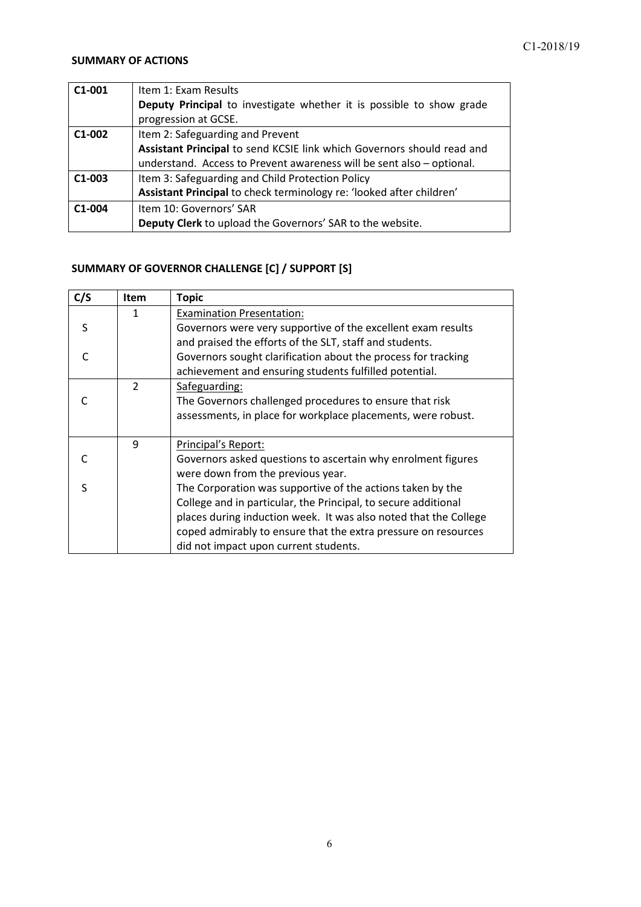**SUMMARY OF ACTIONS**

| | |
|---|---|
| **C1-001** | Item 1: Exam Results<br>**Deputy Principal** to investigate whether it is possible to show grade progression at GCSE. |
| **C1-002** | Item 2: Safeguarding and Prevent<br>**Assistant Principal** to send KCSIE link which Governors should read and understand. Access to Prevent awareness will be sent also – optional. |
| **C1-003** | Item 3: Safeguarding and Child Protection Policy<br>**Assistant Principal** to check terminology re: 'looked after children' |
| **C1-004** | Item 10: Governors' SAR<br>**Deputy Clerk** to upload the Governors' SAR to the website. |

**SUMMARY OF GOVERNOR CHALLENGE [C] / SUPPORT [S]**

| C/S | Item | Topic |
|---|---|---|
| <br>S<br><br>C | 1 | Examination Presentation:<br>Governors were very supportive of the excellent exam results and praised the efforts of the SLT, staff and students.<br>Governors sought clarification about the process for tracking achievement and ensuring students fulfilled potential. |
| <br>C | 2 | Safeguarding:<br>The Governors challenged procedures to ensure that risk assessments, in place for workplace placements, were robust. |
| <br>C<br><br>S | 9 | Principal's Report:<br>Governors asked questions to ascertain why enrolment figures were down from the previous year.<br>The Corporation was supportive of the actions taken by the College and in particular, the Principal, to secure additional places during induction week. It was also noted that the College coped admirably to ensure that the extra pressure on resources did not impact upon current students. |